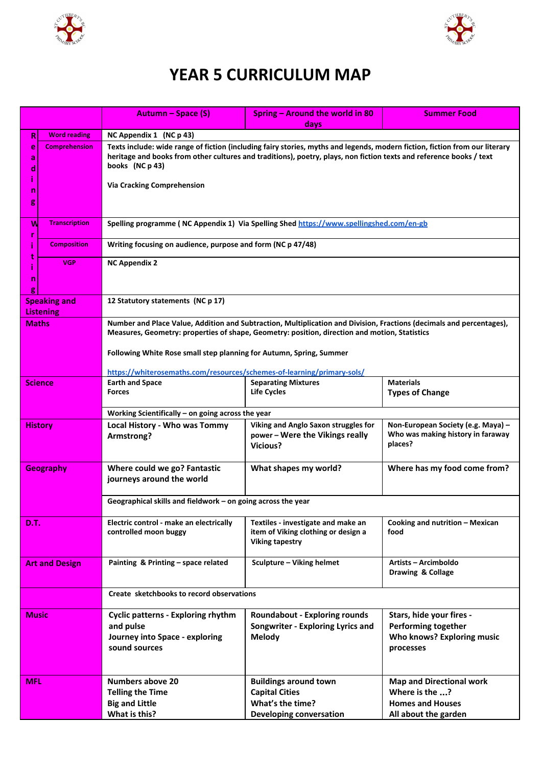# YEAR 5 CURRICULUM MAP

| | | Autumn – Space (S) | Spring – Around the world in 80 days | Summer Food |
|---|---|---|---|---|
| Reading | Word reading | NC Appendix 1 (NC p 43) | | |
| | Comprehension | Texts include: wide range of fiction (including fairy stories, myths and legends, modern fiction, fiction from our literary heritage and books from other cultures and traditions), poetry, plays, non fiction texts and reference books / text books (NC p 43)<br><br>Via Cracking Comprehension | | |
| Writing | Transcription | Spelling programme ( NC Appendix 1) Via Spelling Shed https://www.spellingshed.com/en-gb | | |
| | Composition | Writing focusing on audience, purpose and form (NC p 47/48) | | |
| | VGP | NC Appendix 2 | | |
| Speaking and Listening | | 12 Statutory statements (NC p 17) | | |
| Maths | | Number and Place Value, Addition and Subtraction, Multiplication and Division, Fractions (decimals and percentages), Measures, Geometry: properties of shape, Geometry: position, direction and motion, Statistics<br><br>Following White Rose small step planning for Autumn, Spring, Summer<br><br>https://whiterosemaths.com/resources/schemes-of-learning/primary-sols/ | | |
| Science | | Earth and Space<br>Forces | Separating Mixtures<br>Life Cycles | Materials<br>Types of Change |
| | | Working Scientifically – on going across the year | | |
| History | | Local History - Who was Tommy Armstrong? | Viking and Anglo Saxon struggles for power – Were the Vikings really Vicious? | Non-European Society (e.g. Maya) – Who was making history in faraway places? |
| Geography | | Where could we go? Fantastic journeys around the world | What shapes my world? | Where has my food come from? |
| | | Geographical skills and fieldwork – on going across the year | | |
| D.T. | | Electric control - make an electrically controlled moon buggy | Textiles - investigate and make an item of Viking clothing or design a Viking tapestry | Cooking and nutrition – Mexican food |
| Art and Design | | Painting & Printing – space related | Sculpture – Viking helmet | Artists – Arcimboldo<br>Drawing & Collage |
| | | Create sketchbooks to record observations | | |
| Music | | Cyclic patterns - Exploring rhythm and pulse<br>Journey into Space - exploring sound sources | Roundabout - Exploring rounds<br>Songwriter - Exploring Lyrics and Melody | Stars, hide your fires - Performing together<br>Who knows? Exploring music processes |
| MFL | | Numbers above 20<br>Telling the Time<br>Big and Little<br>What is this? | Buildings around town<br>Capital Cities<br>What's the time?<br>Developing conversation | Map and Directional work<br>Where is the ...?<br>Homes and Houses<br>All about the garden |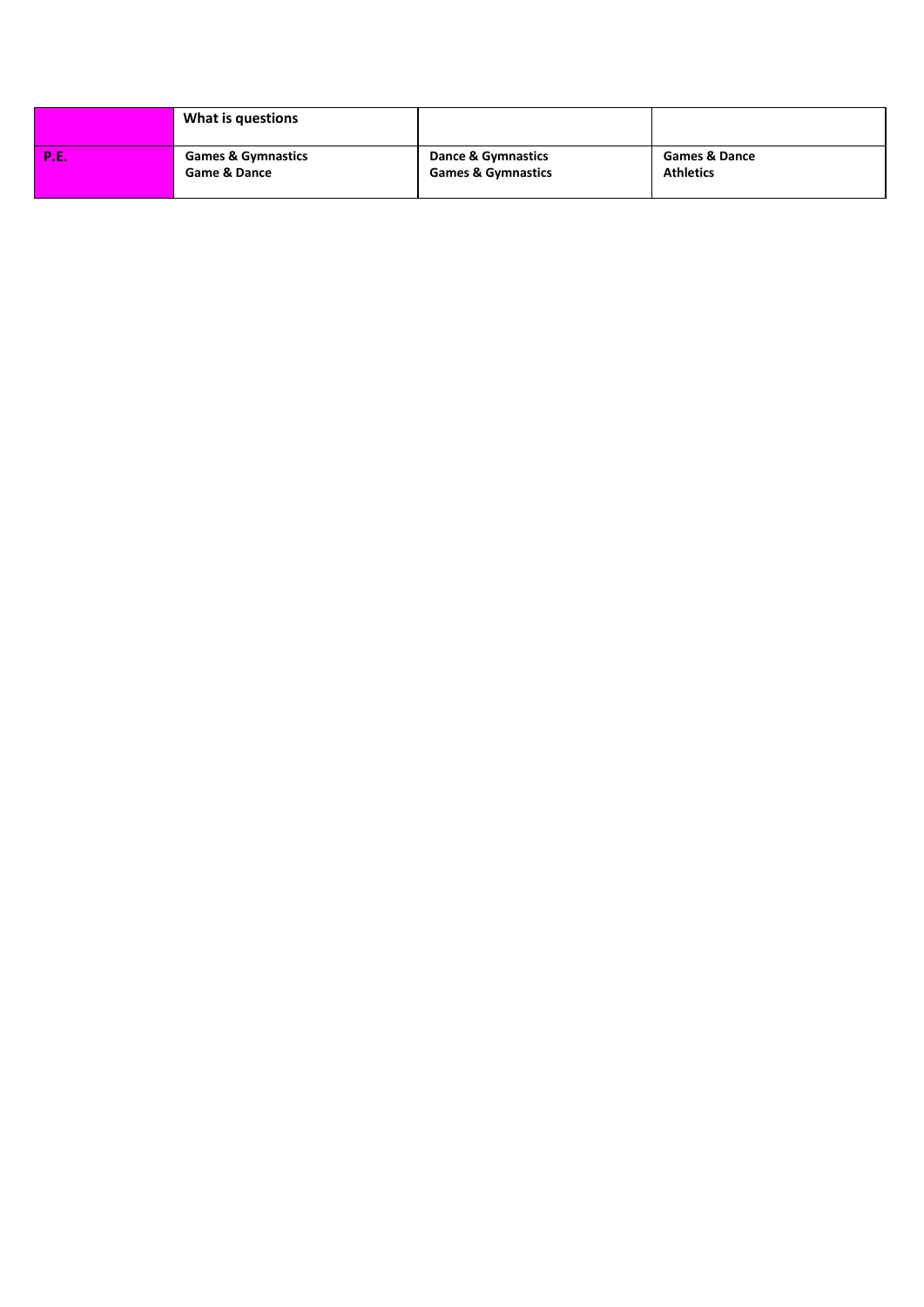| | What is questions | | |
|---|---|---|---|
| **P.E.** | **Games & Gymnastics**<br>**Game & Dance** | **Dance & Gymnastics**<br>**Games & Gymnastics** | **Games & Dance**<br>**Athletics** |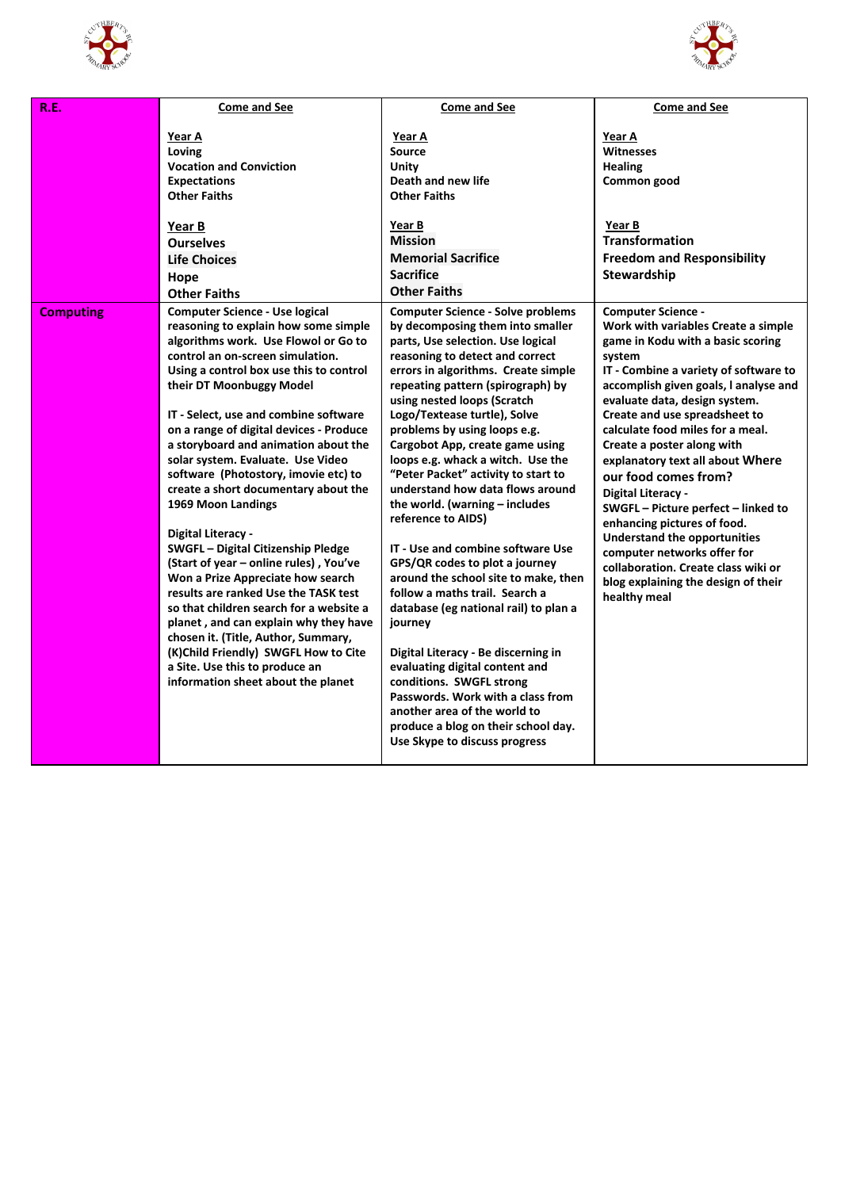| | | | |
|---|---|---|---|
| **R.E.** | **Come and See**<br><br>**Year A**<br>**Loving**<br>**Vocation and Conviction**<br>**Expectations**<br>**Other Faiths**<br><br>**Year B**<br>**Ourselves**<br>**Life Choices**<br>**Hope**<br>**Other Faiths** | **Come and See**<br><br>**Year A**<br>**Source**<br>**Unity**<br>**Death and new life**<br>**Other Faiths**<br><br>**Year B**<br>**Mission**<br>**Memorial Sacrifice**<br>**Sacrifice**<br>**Other Faiths** | **Come and See**<br><br>**Year A**<br>**Witnesses**<br>**Healing**<br>**Common good**<br><br>**Year B**<br>**Transformation**<br>**Freedom and Responsibility**<br>**Stewardship** |
| **Computing** | **Computer Science - Use logical reasoning to explain how some simple algorithms work. Use Flowol or Go to control an on-screen simulation. Using a control box use this to control their DT Moonbuggy Model**<br><br>**IT - Select, use and combine software on a range of digital devices - Produce a storyboard and animation about the solar system. Evaluate. Use Video software (Photostory, imovie etc) to create a short documentary about the 1969 Moon Landings**<br><br>**Digital Literacy -**<br>**SWGFL – Digital Citizenship Pledge (Start of year – online rules) , You've Won a Prize Appreciate how search results are ranked Use the TASK test so that children search for a website a planet , and can explain why they have chosen it. (Title, Author, Summary, (K)Child Friendly) SWGFL How to Cite a Site. Use this to produce an information sheet about the planet** | **Computer Science - Solve problems by decomposing them into smaller parts, Use selection. Use logical reasoning to detect and correct errors in algorithms. Create simple repeating pattern (spirograph) by using nested loops (Scratch Logo/Textease turtle), Solve problems by using loops e.g. Cargobot App, create game using loops e.g. whack a witch. Use the "Peter Packet" activity to start to understand how data flows around the world. (warning – includes reference to AIDS)**<br><br>**IT - Use and combine software Use GPS/QR codes to plot a journey around the school site to make, then follow a maths trail. Search a database (eg national rail) to plan a journey**<br><br>**Digital Literacy - Be discerning in evaluating digital content and conditions. SWGFL strong Passwords. Work with a class from another area of the world to produce a blog on their school day. Use Skype to discuss progress** | **Computer Science -**<br>**Work with variables Create a simple game in Kodu with a basic scoring system**<br>**IT - Combine a variety of software to accomplish given goals, I analyse and evaluate data, design system. Create and use spreadsheet to calculate food miles for a meal. Create a poster along with explanatory text all about Where our food comes from?**<br>**Digital Literacy -**<br>**SWGFL – Picture perfect – linked to enhancing pictures of food. Understand the opportunities computer networks offer for collaboration. Create class wiki or blog explaining the design of their healthy meal** |